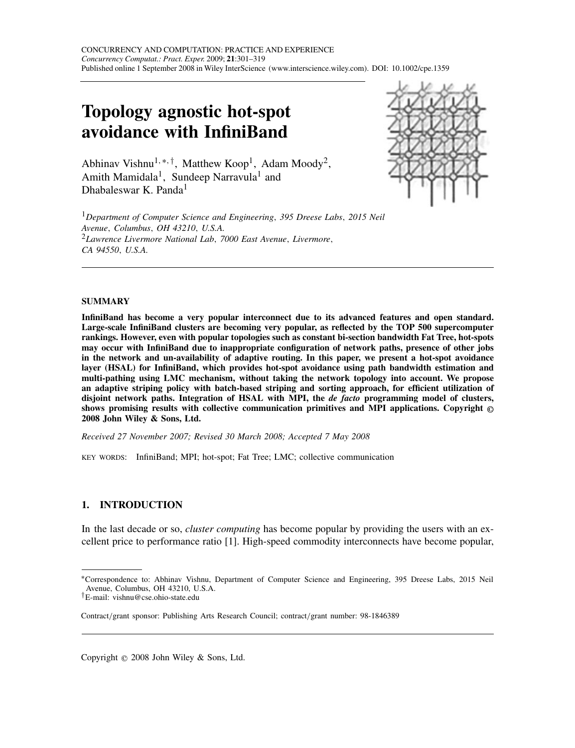# Topology agnostic hot-spot avoidance with InfiniBand

Abhinav Vishnu[1,*,†], Matthew Koop[1], Adam Moody[2], Amith Mamidala[1], Sundeep Narravula[1] and Dhabaleswar K. Panda[1]

[1] *Department of Computer Science and Engineering, 395 Dreese Labs, 2015 Neil Avenue, Columbus, OH 43210, U.S.A.*
[2] *Lawrence Livermore National Lab, 7000 East Avenue, Livermore, CA 94550, U.S.A.*

## SUMMARY

**InfiniBand has become a very popular interconnect due to its advanced features and open standard. Large-scale InfiniBand clusters are becoming very popular, as reflected by the TOP 500 supercomputer rankings. However, even with popular topologies such as constant bi-section bandwidth Fat Tree, hot-spots may occur with InfiniBand due to inappropriate configuration of network paths, presence of other jobs in the network and un-availability of adaptive routing. In this paper, we present a hot-spot avoidance layer (HSAL) for InfiniBand, which provides hot-spot avoidance using path bandwidth estimation and multi-pathing using LMC mechanism, without taking the network topology into account. We propose an adaptive striping policy with batch-based striping and sorting approach, for efficient utilization of disjoint network paths. Integration of HSAL with MPI, the *de facto* programming model of clusters, shows promising results with collective communication primitives and MPI applications. Copyright © 2008 John Wiley & Sons, Ltd.**

*Received 27 November 2007; Revised 30 March 2008; Accepted 7 May 2008*

KEY WORDS: InfiniBand; MPI; hot-spot; Fat Tree; LMC; collective communication

## 1. INTRODUCTION

In the last decade or so, *cluster computing* has become popular by providing the users with an excellent price to performance ratio [1]. High-speed commodity interconnects have become popular,

---

*Correspondence to: Abhinav Vishnu, Department of Computer Science and Engineering, 395 Dreese Labs, 2015 Neil Avenue, Columbus, OH 43210, U.S.A.

†E-mail: vishnu@cse.ohio-state.edu

Contract/grant sponsor: Publishing Arts Research Council; contract/grant number: 98-1846389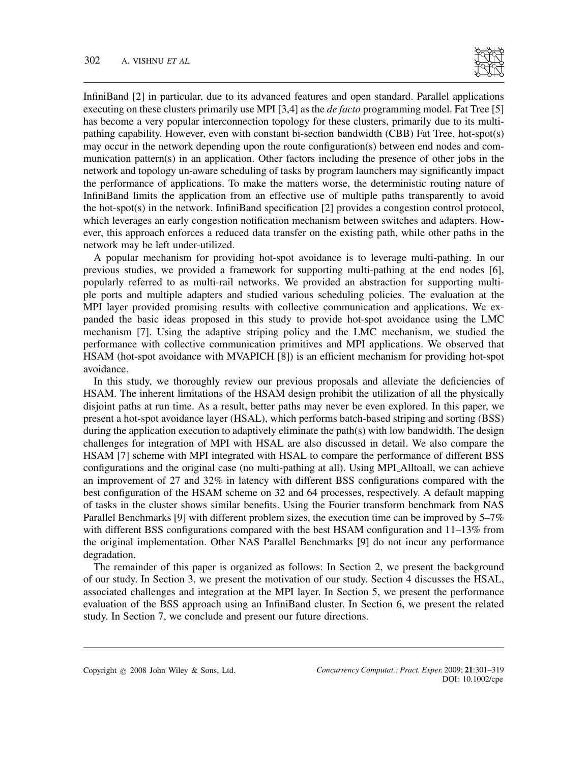InfiniBand [2] in particular, due to its advanced features and open standard. Parallel applications executing on these clusters primarily use MPI [3,4] as the *de facto* programming model. Fat Tree [5] has become a very popular interconnection topology for these clusters, primarily due to its multi-pathing capability. However, even with constant bi-section bandwidth (CBB) Fat Tree, hot-spot(s) may occur in the network depending upon the route configuration(s) between end nodes and communication pattern(s) in an application. Other factors including the presence of other jobs in the network and topology un-aware scheduling of tasks by program launchers may significantly impact the performance of applications. To make the matters worse, the deterministic routing nature of InfiniBand limits the application from an effective use of multiple paths transparently to avoid the hot-spot(s) in the network. InfiniBand specification [2] provides a congestion control protocol, which leverages an early congestion notification mechanism between switches and adapters. However, this approach enforces a reduced data transfer on the existing path, while other paths in the network may be left under-utilized.

A popular mechanism for providing hot-spot avoidance is to leverage multi-pathing. In our previous studies, we provided a framework for supporting multi-pathing at the end nodes [6], popularly referred to as multi-rail networks. We provided an abstraction for supporting multiple ports and multiple adapters and studied various scheduling policies. The evaluation at the MPI layer provided promising results with collective communication and applications. We expanded the basic ideas proposed in this study to provide hot-spot avoidance using the LMC mechanism [7]. Using the adaptive striping policy and the LMC mechanism, we studied the performance with collective communication primitives and MPI applications. We observed that HSAM (hot-spot avoidance with MVAPICH [8]) is an efficient mechanism for providing hot-spot avoidance.

In this study, we thoroughly review our previous proposals and alleviate the deficiencies of HSAM. The inherent limitations of the HSAM design prohibit the utilization of all the physically disjoint paths at run time. As a result, better paths may never be even explored. In this paper, we present a hot-spot avoidance layer (HSAL), which performs batch-based striping and sorting (BSS) during the application execution to adaptively eliminate the path(s) with low bandwidth. The design challenges for integration of MPI with HSAL are also discussed in detail. We also compare the HSAM [7] scheme with MPI integrated with HSAL to compare the performance of different BSS configurations and the original case (no multi-pathing at all). Using MPI_Alltoall, we can achieve an improvement of 27 and 32% in latency with different BSS configurations compared with the best configuration of the HSAM scheme on 32 and 64 processes, respectively. A default mapping of tasks in the cluster shows similar benefits. Using the Fourier transform benchmark from NAS Parallel Benchmarks [9] with different problem sizes, the execution time can be improved by 5–7% with different BSS configurations compared with the best HSAM configuration and 11–13% from the original implementation. Other NAS Parallel Benchmarks [9] do not incur any performance degradation.

The remainder of this paper is organized as follows: In Section 2, we present the background of our study. In Section 3, we present the motivation of our study. Section 4 discusses the HSAL, associated challenges and integration at the MPI layer. In Section 5, we present the performance evaluation of the BSS approach using an InfiniBand cluster. In Section 6, we present the related study. In Section 7, we conclude and present our future directions.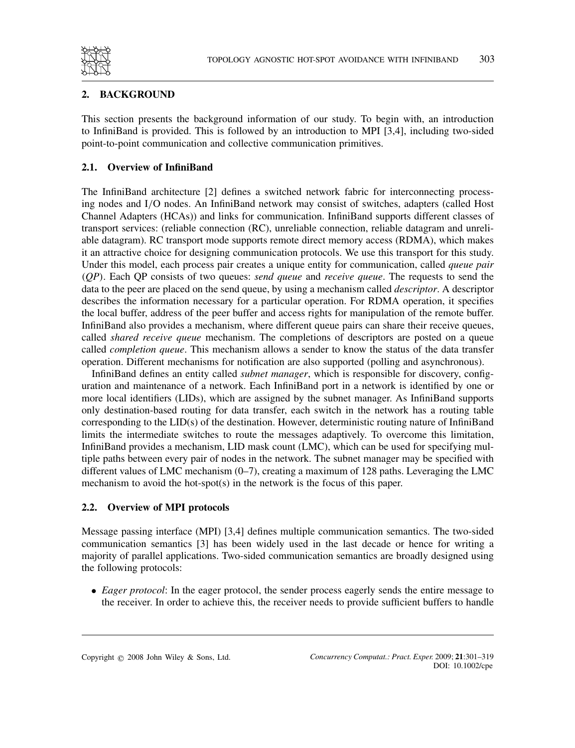## 2. BACKGROUND

This section presents the background information of our study. To begin with, an introduction to InfiniBand is provided. This is followed by an introduction to MPI [3,4], including two-sided point-to-point communication and collective communication primitives.

### 2.1. Overview of InfiniBand

The InfiniBand architecture [2] defines a switched network fabric for interconnecting processing nodes and I/O nodes. An InfiniBand network may consist of switches, adapters (called Host Channel Adapters (HCAs)) and links for communication. InfiniBand supports different classes of transport services: (reliable connection (RC), unreliable connection, reliable datagram and unreliable datagram). RC transport mode supports remote direct memory access (RDMA), which makes it an attractive choice for designing communication protocols. We use this transport for this study. Under this model, each process pair creates a unique entity for communication, called *queue pair* (*QP*). Each QP consists of two queues: *send queue* and *receive queue*. The requests to send the data to the peer are placed on the send queue, by using a mechanism called *descriptor*. A descriptor describes the information necessary for a particular operation. For RDMA operation, it specifies the local buffer, address of the peer buffer and access rights for manipulation of the remote buffer. InfiniBand also provides a mechanism, where different queue pairs can share their receive queues, called *shared receive queue* mechanism. The completions of descriptors are posted on a queue called *completion queue*. This mechanism allows a sender to know the status of the data transfer operation. Different mechanisms for notification are also supported (polling and asynchronous).

InfiniBand defines an entity called *subnet manager*, which is responsible for discovery, configuration and maintenance of a network. Each InfiniBand port in a network is identified by one or more local identifiers (LIDs), which are assigned by the subnet manager. As InfiniBand supports only destination-based routing for data transfer, each switch in the network has a routing table corresponding to the LID(s) of the destination. However, deterministic routing nature of InfiniBand limits the intermediate switches to route the messages adaptively. To overcome this limitation, InfiniBand provides a mechanism, LID mask count (LMC), which can be used for specifying multiple paths between every pair of nodes in the network. The subnet manager may be specified with different values of LMC mechanism (0–7), creating a maximum of 128 paths. Leveraging the LMC mechanism to avoid the hot-spot(s) in the network is the focus of this paper.

### 2.2. Overview of MPI protocols

Message passing interface (MPI) [3,4] defines multiple communication semantics. The two-sided communication semantics [3] has been widely used in the last decade or hence for writing a majority of parallel applications. Two-sided communication semantics are broadly designed using the following protocols:

- *Eager protocol*: In the eager protocol, the sender process eagerly sends the entire message to the receiver. In order to achieve this, the receiver needs to provide sufficient buffers to handle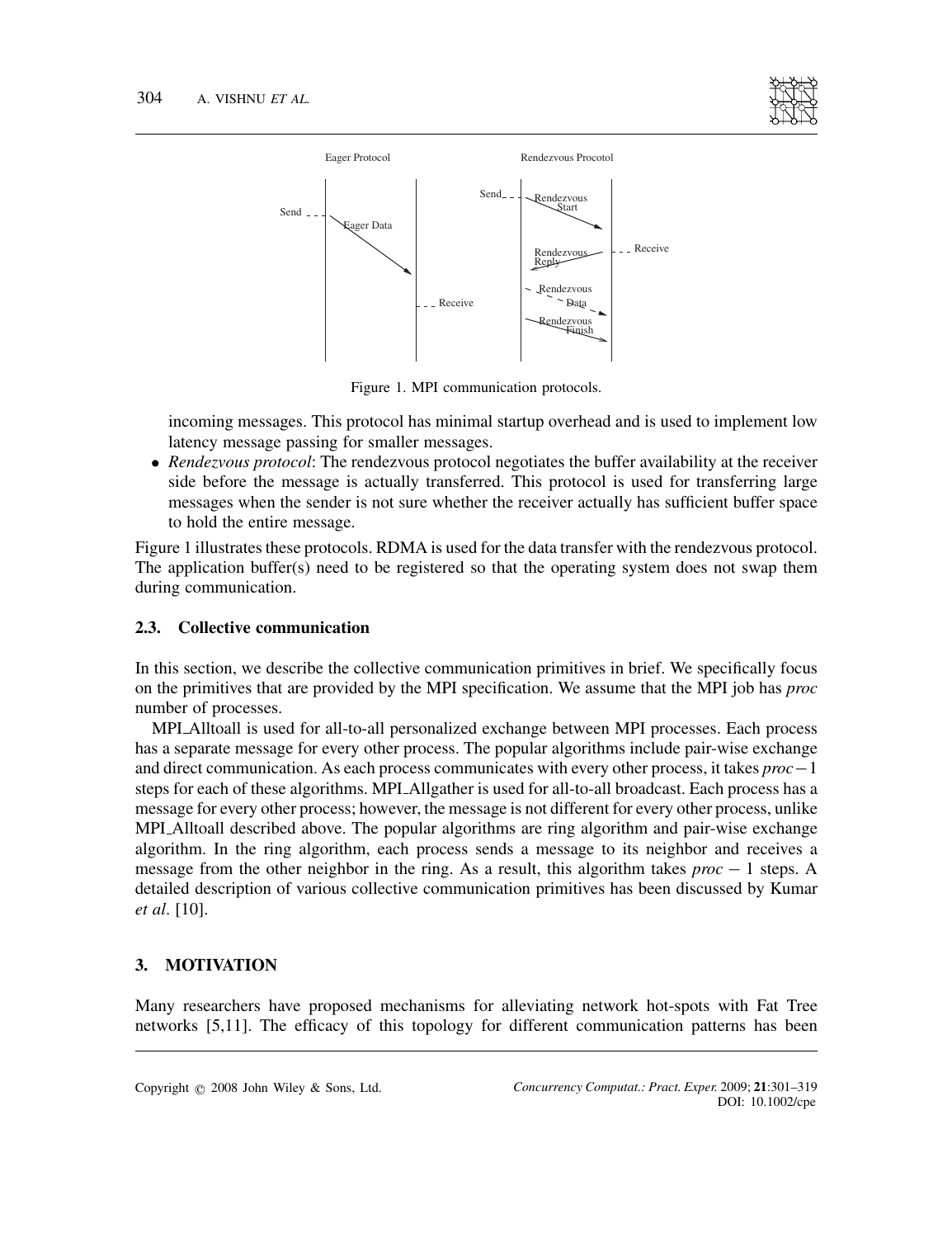Figure 1. MPI communication protocols.

incoming messages. This protocol has minimal startup overhead and is used to implement low latency message passing for smaller messages.

- *Rendezvous protocol*: The rendezvous protocol negotiates the buffer availability at the receiver side before the message is actually transferred. This protocol is used for transferring large messages when the sender is not sure whether the receiver actually has sufficient buffer space to hold the entire message.

Figure 1 illustrates these protocols. RDMA is used for the data transfer with the rendezvous protocol. The application buffer(s) need to be registered so that the operating system does not swap them during communication.

### 2.3. Collective communication

In this section, we describe the collective communication primitives in brief. We specifically focus on the primitives that are provided by the MPI specification. We assume that the MPI job has *proc* number of processes.

MPI_Alltoall is used for all-to-all personalized exchange between MPI processes. Each process has a separate message for every other process. The popular algorithms include pair-wise exchange and direct communication. As each process communicates with every other process, it takes $proc-1$ steps for each of these algorithms. MPI_Allgather is used for all-to-all broadcast. Each process has a message for every other process; however, the message is not different for every other process, unlike MPI_Alltoall described above. The popular algorithms are ring algorithm and pair-wise exchange algorithm. In the ring algorithm, each process sends a message to its neighbor and receives a message from the other neighbor in the ring. As a result, this algorithm takes $proc - 1$ steps. A detailed description of various collective communication primitives has been discussed by Kumar *et al*. [10].

## 3. MOTIVATION

Many researchers have proposed mechanisms for alleviating network hot-spots with Fat Tree networks [5,11]. The efficacy of this topology for different communication patterns has been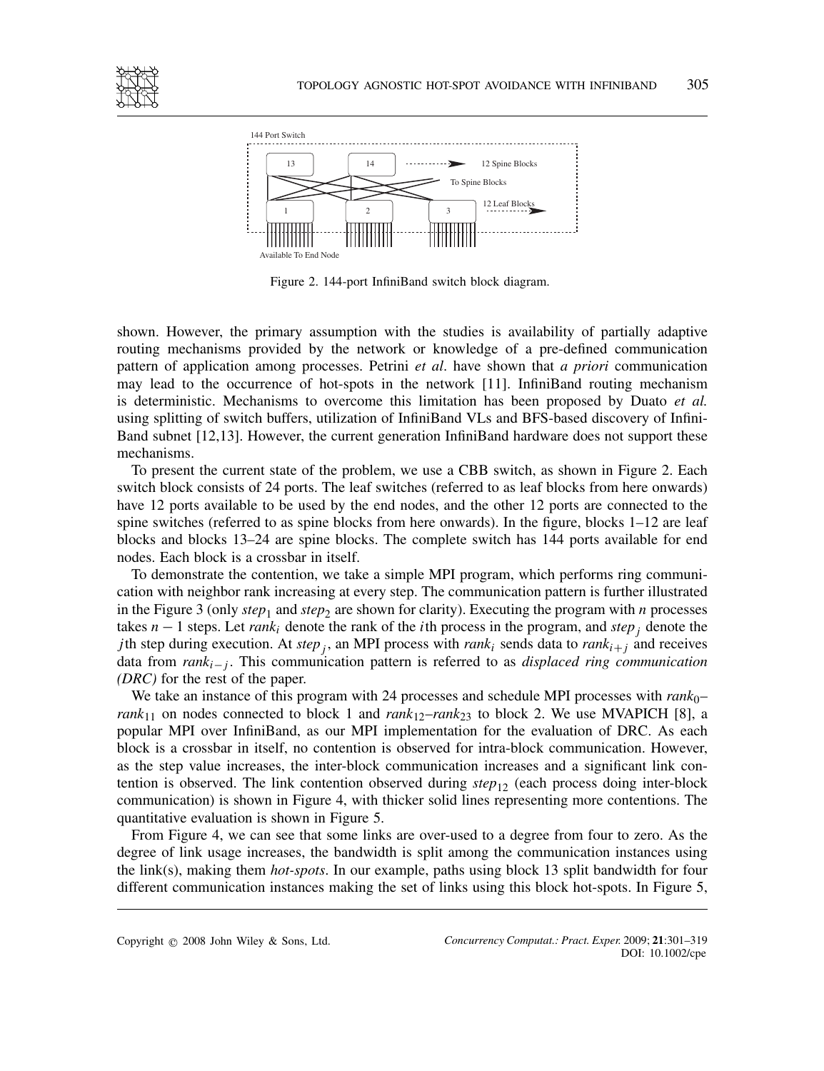144 Port Switch

13 | 14 | 12 Spine Blocks | To Spine Blocks | 1 | 2 | 3 | 12 Leaf Blocks

Available To End Node

Figure 2. 144-port InfiniBand switch block diagram.

shown. However, the primary assumption with the studies is availability of partially adaptive routing mechanisms provided by the network or knowledge of a pre-defined communication pattern of application among processes. Petrini *et al*. have shown that *a priori* communication may lead to the occurrence of hot-spots in the network [11]. InfiniBand routing mechanism is deterministic. Mechanisms to overcome this limitation has been proposed by Duato *et al.* using splitting of switch buffers, utilization of InfiniBand VLs and BFS-based discovery of InfiniBand subnet [12,13]. However, the current generation InfiniBand hardware does not support these mechanisms.

To present the current state of the problem, we use a CBB switch, as shown in Figure 2. Each switch block consists of 24 ports. The leaf switches (referred to as leaf blocks from here onwards) have 12 ports available to be used by the end nodes, and the other 12 ports are connected to the spine switches (referred to as spine blocks from here onwards). In the figure, blocks 1–12 are leaf blocks and blocks 13–24 are spine blocks. The complete switch has 144 ports available for end nodes. Each block is a crossbar in itself.

To demonstrate the contention, we take a simple MPI program, which performs ring communication with neighbor rank increasing at every step. The communication pattern is further illustrated in the Figure 3 (only $step_1$ and $step_2$ are shown for clarity). Executing the program with $n$ processes takes $n-1$ steps. Let $rank_i$ denote the rank of the $i$th process in the program, and $step_j$ denote the $j$th step during execution. At $step_j$, an MPI process with $rank_i$ sends data to $rank_{i+j}$ and receives data from $rank_{i-j}$. This communication pattern is referred to as *displaced ring communication (DRC)* for the rest of the paper.

We take an instance of this program with 24 processes and schedule MPI processes with $rank_0$–$rank_{11}$ on nodes connected to block 1 and $rank_{12}$–$rank_{23}$ to block 2. We use MVAPICH [8], a popular MPI over InfiniBand, as our MPI implementation for the evaluation of DRC. As each block is a crossbar in itself, no contention is observed for intra-block communication. However, as the step value increases, the inter-block communication increases and a significant link contention is observed. The link contention observed during $step_{12}$ (each process doing inter-block communication) is shown in Figure 4, with thicker solid lines representing more contentions. The quantitative evaluation is shown in Figure 5.

From Figure 4, we can see that some links are over-used to a degree from four to zero. As the degree of link usage increases, the bandwidth is split among the communication instances using the link(s), making them *hot-spots*. In our example, paths using block 13 split bandwidth for four different communication instances making the set of links using this block hot-spots. In Figure 5,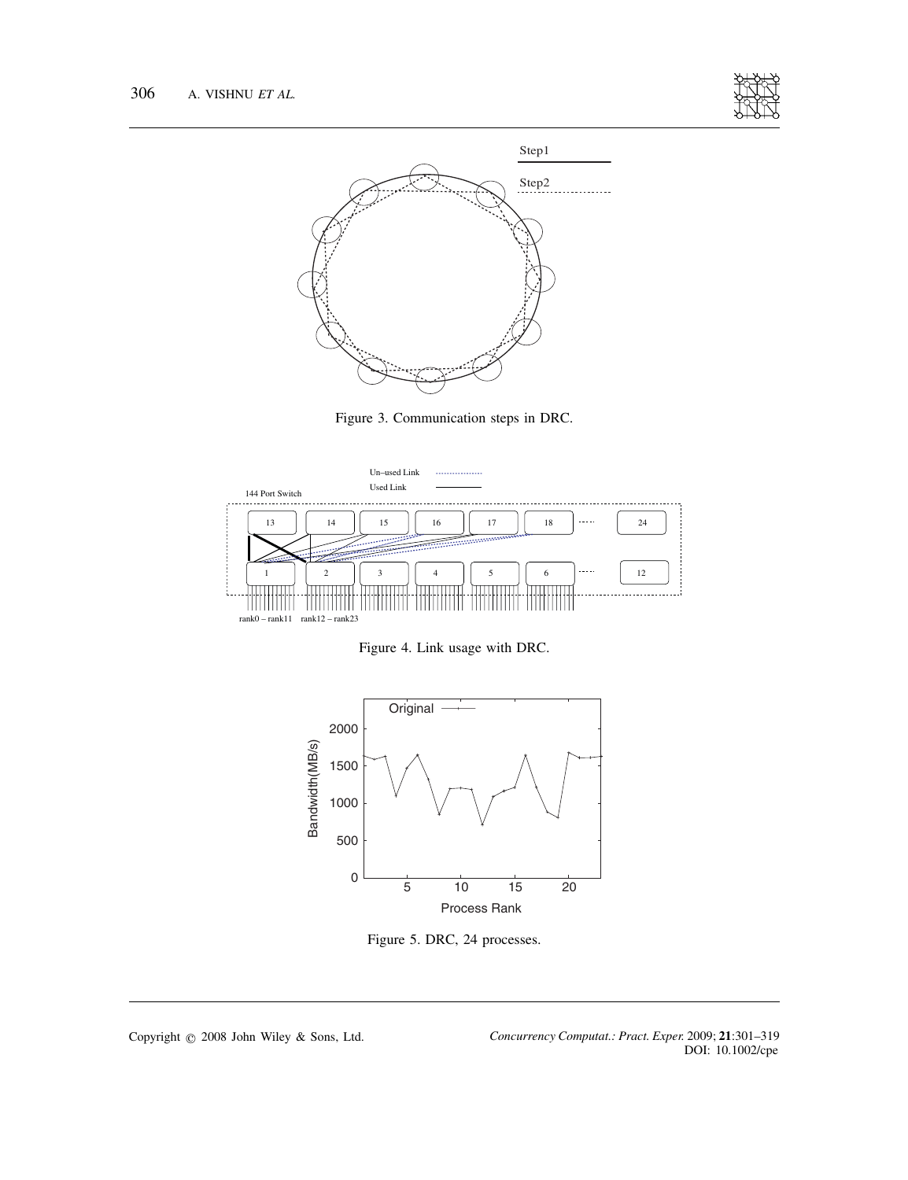Figure 3. Communication steps in DRC.

Figure 4. Link usage with DRC.

Figure 5. DRC, 24 processes.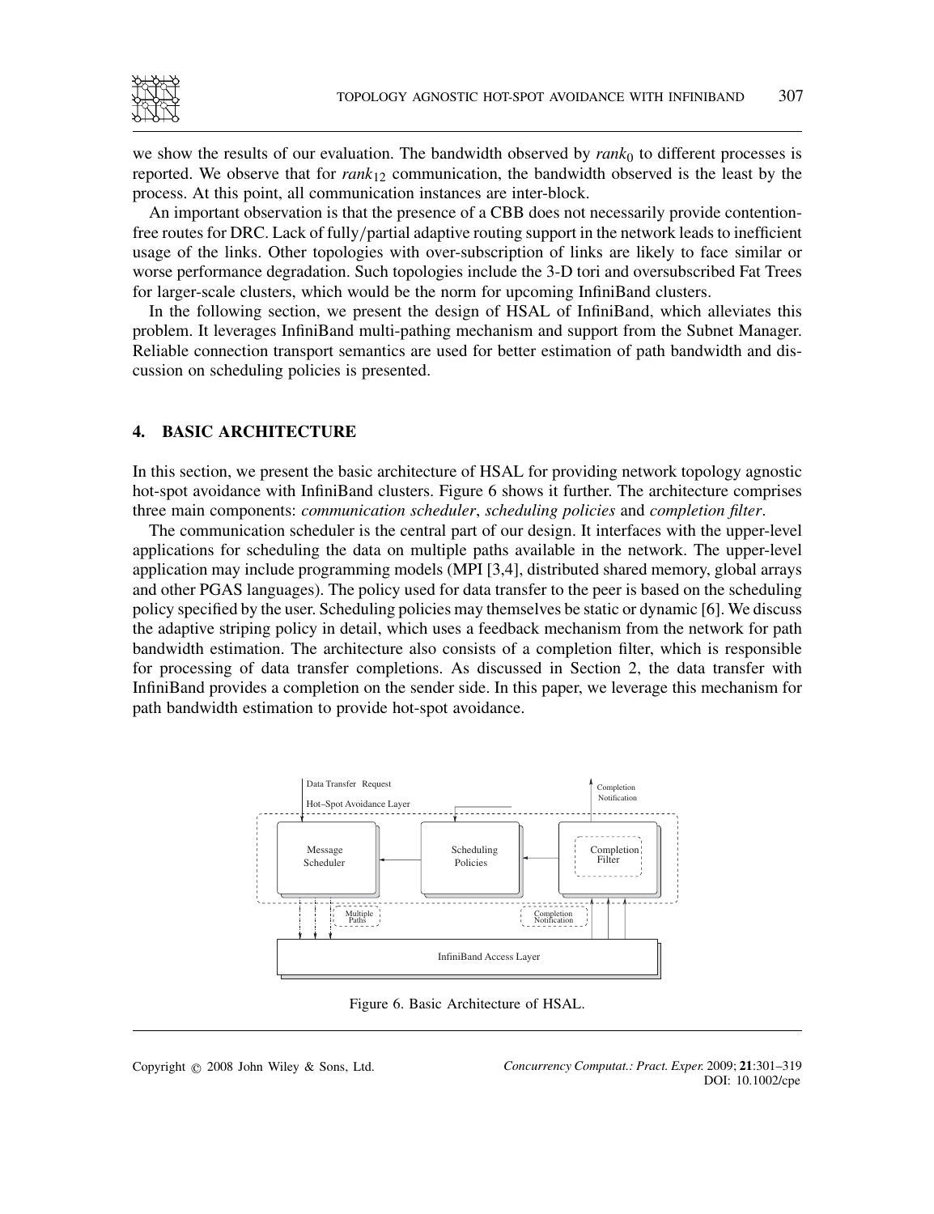we show the results of our evaluation. The bandwidth observed by $rank_0$ to different processes is reported. We observe that for $rank_{12}$ communication, the bandwidth observed is the least by the process. At this point, all communication instances are inter-block.

An important observation is that the presence of a CBB does not necessarily provide contention-free routes for DRC. Lack of fully/partial adaptive routing support in the network leads to inefficient usage of the links. Other topologies with over-subscription of links are likely to face similar or worse performance degradation. Such topologies include the 3-D tori and oversubscribed Fat Trees for larger-scale clusters, which would be the norm for upcoming InfiniBand clusters.

In the following section, we present the design of HSAL of InfiniBand, which alleviates this problem. It leverages InfiniBand multi-pathing mechanism and support from the Subnet Manager. Reliable connection transport semantics are used for better estimation of path bandwidth and discussion on scheduling policies is presented.

## 4. BASIC ARCHITECTURE

In this section, we present the basic architecture of HSAL for providing network topology agnostic hot-spot avoidance with InfiniBand clusters. Figure 6 shows it further. The architecture comprises three main components: *communication scheduler*, *scheduling policies* and *completion filter*.

The communication scheduler is the central part of our design. It interfaces with the upper-level applications for scheduling the data on multiple paths available in the network. The upper-level application may include programming models (MPI [3,4], distributed shared memory, global arrays and other PGAS languages). The policy used for data transfer to the peer is based on the scheduling policy specified by the user. Scheduling policies may themselves be static or dynamic [6]. We discuss the adaptive striping policy in detail, which uses a feedback mechanism from the network for path bandwidth estimation. The architecture also consists of a completion filter, which is responsible for processing of data transfer completions. As discussed in Section 2, the data transfer with InfiniBand provides a completion on the sender side. In this paper, we leverage this mechanism for path bandwidth estimation to provide hot-spot avoidance.

Data Transfer Request

Hot–Spot Avoidance Layer

Completion Notification

Message Scheduler

Scheduling Policies

Completion Filter

Multiple Paths

Completion Notification

InfiniBand Access Layer

Figure 6. Basic Architecture of HSAL.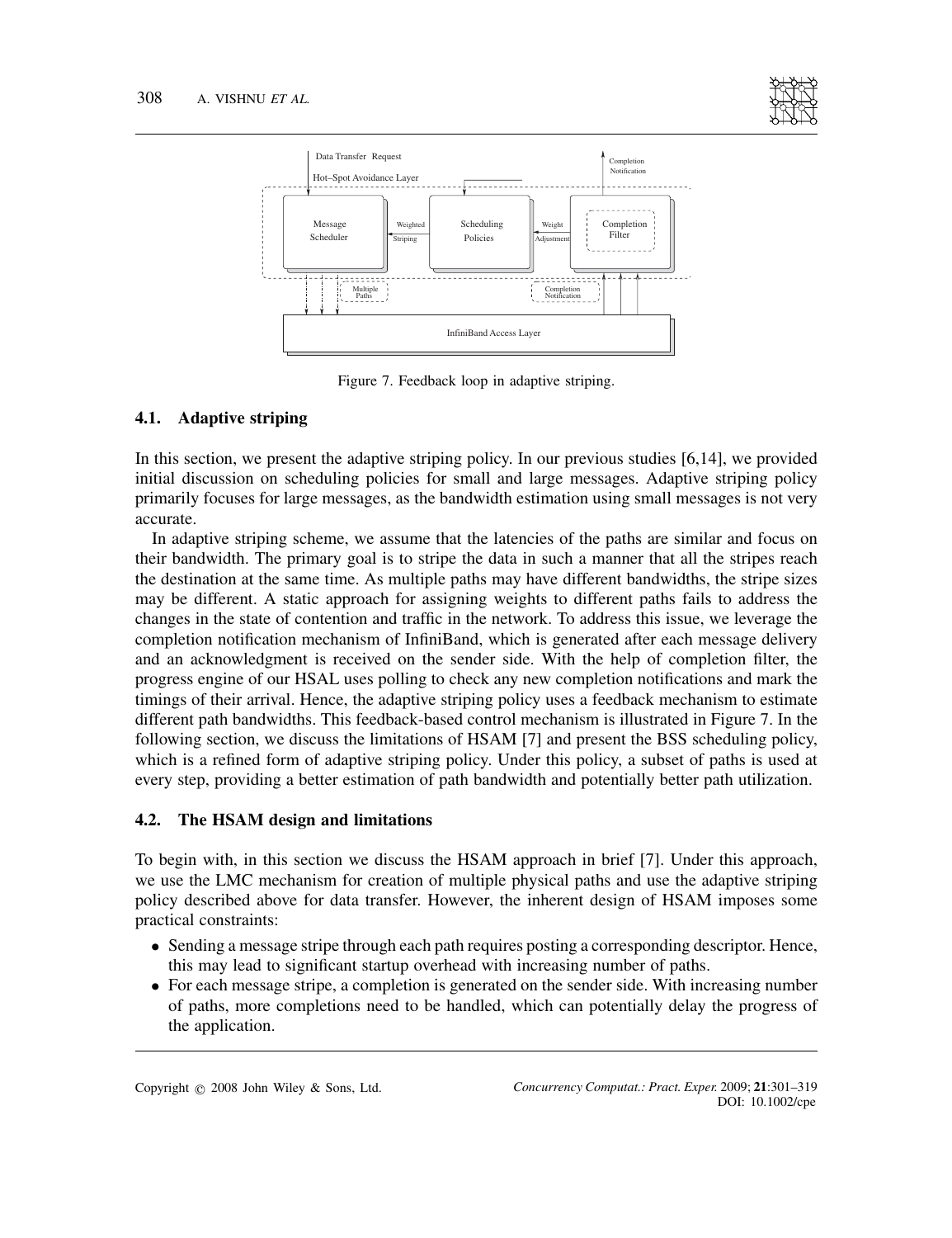Data Transfer Request

Hot–Spot Avoidance Layer

Message Scheduler

Weighted Striping

Scheduling Policies

Weight Adjustment

Completion Filter

Completion Notification

Multiple Paths

Completion Notification

InfiniBand Access Layer

Figure 7. Feedback loop in adaptive striping.

### 4.1. Adaptive striping

In this section, we present the adaptive striping policy. In our previous studies [6,14], we provided initial discussion on scheduling policies for small and large messages. Adaptive striping policy primarily focuses for large messages, as the bandwidth estimation using small messages is not very accurate.

In adaptive striping scheme, we assume that the latencies of the paths are similar and focus on their bandwidth. The primary goal is to stripe the data in such a manner that all the stripes reach the destination at the same time. As multiple paths may have different bandwidths, the stripe sizes may be different. A static approach for assigning weights to different paths fails to address the changes in the state of contention and traffic in the network. To address this issue, we leverage the completion notification mechanism of InfiniBand, which is generated after each message delivery and an acknowledgment is received on the sender side. With the help of completion filter, the progress engine of our HSAL uses polling to check any new completion notifications and mark the timings of their arrival. Hence, the adaptive striping policy uses a feedback mechanism to estimate different path bandwidths. This feedback-based control mechanism is illustrated in Figure 7. In the following section, we discuss the limitations of HSAM [7] and present the BSS scheduling policy, which is a refined form of adaptive striping policy. Under this policy, a subset of paths is used at every step, providing a better estimation of path bandwidth and potentially better path utilization.

### 4.2. The HSAM design and limitations

To begin with, in this section we discuss the HSAM approach in brief [7]. Under this approach, we use the LMC mechanism for creation of multiple physical paths and use the adaptive striping policy described above for data transfer. However, the inherent design of HSAM imposes some practical constraints:

- Sending a message stripe through each path requires posting a corresponding descriptor. Hence, this may lead to significant startup overhead with increasing number of paths.
- For each message stripe, a completion is generated on the sender side. With increasing number of paths, more completions need to be handled, which can potentially delay the progress of the application.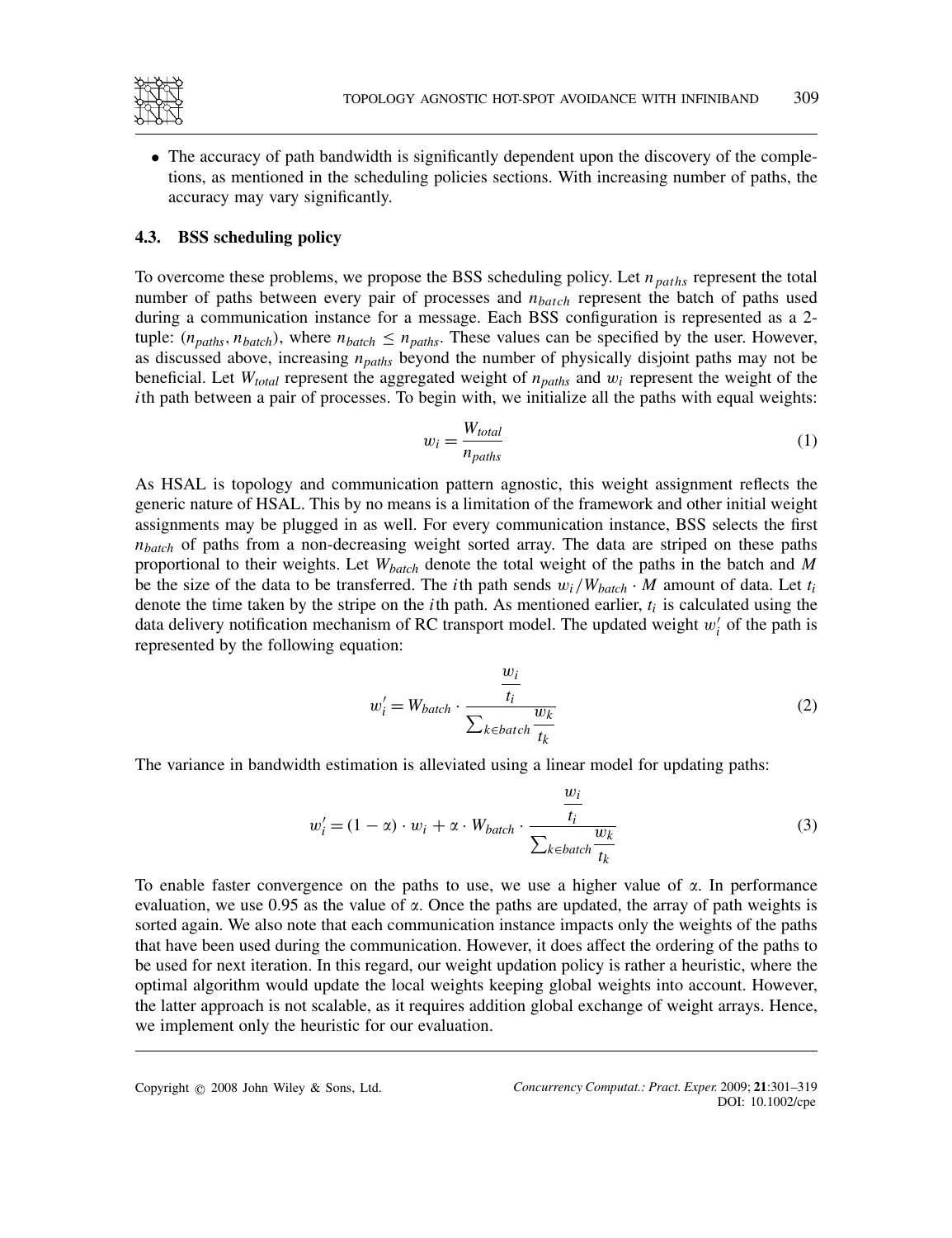- The accuracy of path bandwidth is significantly dependent upon the discovery of the completions, as mentioned in the scheduling policies sections. With increasing number of paths, the accuracy may vary significantly.

### 4.3. BSS scheduling policy

To overcome these problems, we propose the BSS scheduling policy. Let $n_{paths}$ represent the total number of paths between every pair of processes and $n_{batch}$ represent the batch of paths used during a communication instance for a message. Each BSS configuration is represented as a 2-tuple: $(n_{paths}, n_{batch})$, where $n_{batch} \leq n_{paths}$. These values can be specified by the user. However, as discussed above, increasing $n_{paths}$ beyond the number of physically disjoint paths may not be beneficial. Let $W_{total}$ represent the aggregated weight of $n_{paths}$ and $w_i$ represent the weight of the $i$th path between a pair of processes. To begin with, we initialize all the paths with equal weights:

$$w_i = \frac{W_{total}}{n_{paths}} \tag{1}$$

As HSAL is topology and communication pattern agnostic, this weight assignment reflects the generic nature of HSAL. This by no means is a limitation of the framework and other initial weight assignments may be plugged in as well. For every communication instance, BSS selects the first $n_{batch}$ of paths from a non-decreasing weight sorted array. The data are striped on these paths proportional to their weights. Let $W_{batch}$ denote the total weight of the paths in the batch and $M$ be the size of the data to be transferred. The $i$th path sends $w_i/W_{batch} \cdot M$ amount of data. Let $t_i$ denote the time taken by the stripe on the $i$th path. As mentioned earlier, $t_i$ is calculated using the data delivery notification mechanism of RC transport model. The updated weight $w'_i$ of the path is represented by the following equation:

$$w'_i = W_{batch} \cdot \frac{\dfrac{w_i}{t_i}}{\sum_{k \in batch} \dfrac{w_k}{t_k}} \tag{2}$$

The variance in bandwidth estimation is alleviated using a linear model for updating paths:

$$w'_i = (1 - \alpha) \cdot w_i + \alpha \cdot W_{batch} \cdot \frac{\dfrac{w_i}{t_i}}{\sum_{k \in batch} \dfrac{w_k}{t_k}} \tag{3}$$

To enable faster convergence on the paths to use, we use a higher value of $\alpha$. In performance evaluation, we use 0.95 as the value of $\alpha$. Once the paths are updated, the array of path weights is sorted again. We also note that each communication instance impacts only the weights of the paths that have been used during the communication. However, it does affect the ordering of the paths to be used for next iteration. In this regard, our weight updation policy is rather a heuristic, where the optimal algorithm would update the local weights keeping global weights into account. However, the latter approach is not scalable, as it requires addition global exchange of weight arrays. Hence, we implement only the heuristic for our evaluation.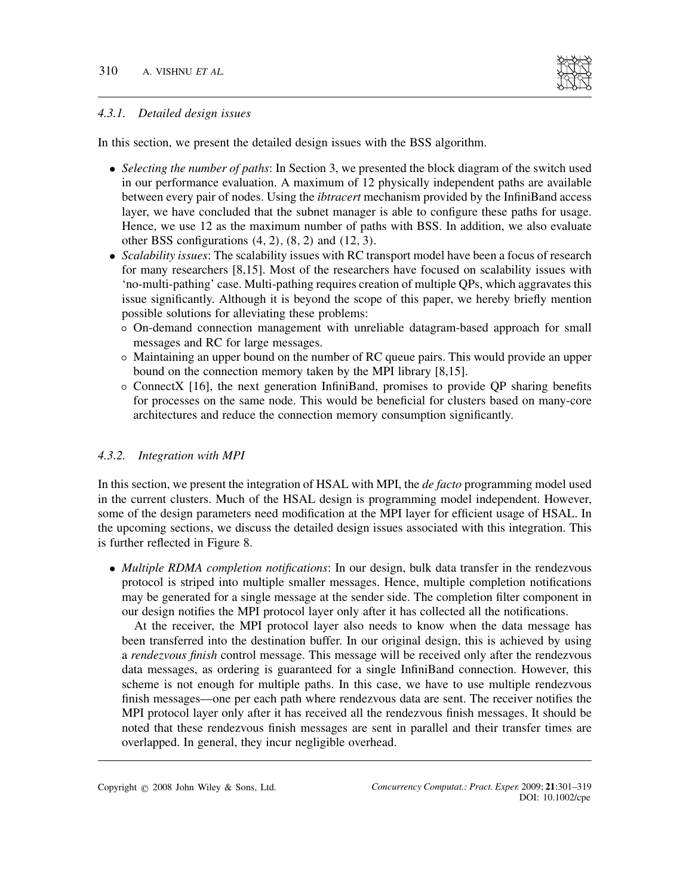#### 4.3.1. *Detailed design issues*

In this section, we present the detailed design issues with the BSS algorithm.

- *Selecting the number of paths*: In Section 3, we presented the block diagram of the switch used in our performance evaluation. A maximum of 12 physically independent paths are available between every pair of nodes. Using the *ibtracert* mechanism provided by the InfiniBand access layer, we have concluded that the subnet manager is able to configure these paths for usage. Hence, we use 12 as the maximum number of paths with BSS. In addition, we also evaluate other BSS configurations (4, 2), (8, 2) and (12, 3).
- *Scalability issues*: The scalability issues with RC transport model have been a focus of research for many researchers [8,15]. Most of the researchers have focused on scalability issues with 'no-multi-pathing' case. Multi-pathing requires creation of multiple QPs, which aggravates this issue significantly. Although it is beyond the scope of this paper, we hereby briefly mention possible solutions for alleviating these problems:
  - On-demand connection management with unreliable datagram-based approach for small messages and RC for large messages.
  - Maintaining an upper bound on the number of RC queue pairs. This would provide an upper bound on the connection memory taken by the MPI library [8,15].
  - ConnectX [16], the next generation InfiniBand, promises to provide QP sharing benefits for processes on the same node. This would be beneficial for clusters based on many-core architectures and reduce the connection memory consumption significantly.

#### 4.3.2. *Integration with MPI*

In this section, we present the integration of HSAL with MPI, the *de facto* programming model used in the current clusters. Much of the HSAL design is programming model independent. However, some of the design parameters need modification at the MPI layer for efficient usage of HSAL. In the upcoming sections, we discuss the detailed design issues associated with this integration. This is further reflected in Figure 8.

- *Multiple RDMA completion notifications*: In our design, bulk data transfer in the rendezvous protocol is striped into multiple smaller messages. Hence, multiple completion notifications may be generated for a single message at the sender side. The completion filter component in our design notifies the MPI protocol layer only after it has collected all the notifications.

  At the receiver, the MPI protocol layer also needs to know when the data message has been transferred into the destination buffer. In our original design, this is achieved by using a *rendezvous finish* control message. This message will be received only after the rendezvous data messages, as ordering is guaranteed for a single InfiniBand connection. However, this scheme is not enough for multiple paths. In this case, we have to use multiple rendezvous finish messages—one per each path where rendezvous data are sent. The receiver notifies the MPI protocol layer only after it has received all the rendezvous finish messages. It should be noted that these rendezvous finish messages are sent in parallel and their transfer times are overlapped. In general, they incur negligible overhead.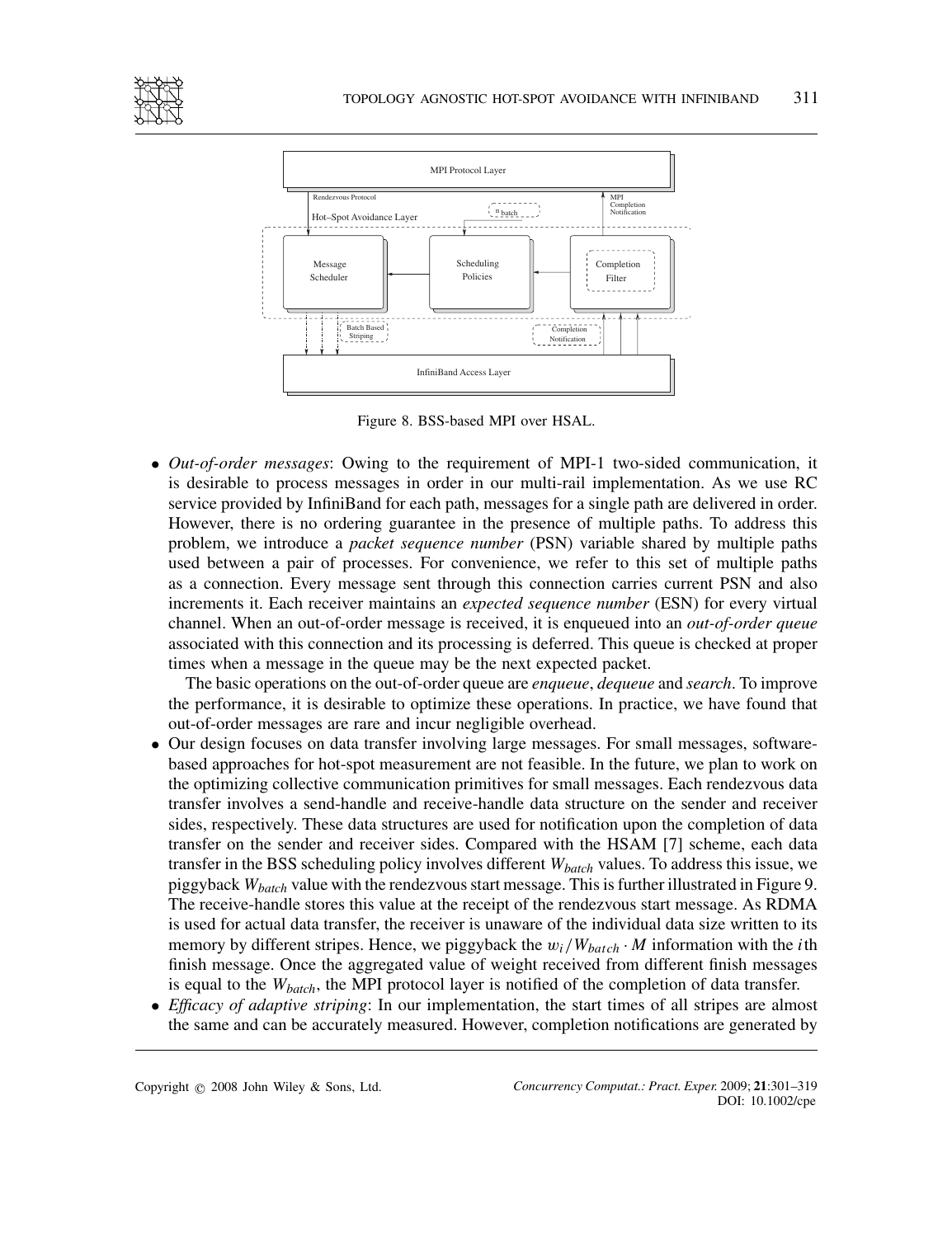MPI Protocol Layer

Rendezvous Protocol

Hot–Spot Avoidance Layer

n batch

MPI Completion Notification

Message Scheduler

Scheduling Policies

Completion Filter

Batch Based Striping

Completion Notification

InfiniBand Access Layer

Figure 8. BSS-based MPI over HSAL.

- *Out-of-order messages*: Owing to the requirement of MPI-1 two-sided communication, it is desirable to process messages in order in our multi-rail implementation. As we use RC service provided by InfiniBand for each path, messages for a single path are delivered in order. However, there is no ordering guarantee in the presence of multiple paths. To address this problem, we introduce a *packet sequence number* (PSN) variable shared by multiple paths used between a pair of processes. For convenience, we refer to this set of multiple paths as a connection. Every message sent through this connection carries current PSN and also increments it. Each receiver maintains an *expected sequence number* (ESN) for every virtual channel. When an out-of-order message is received, it is enqueued into an *out-of-order queue* associated with this connection and its processing is deferred. This queue is checked at proper times when a message in the queue may be the next expected packet.

  The basic operations on the out-of-order queue are *enqueue*, *dequeue* and *search*. To improve the performance, it is desirable to optimize these operations. In practice, we have found that out-of-order messages are rare and incur negligible overhead.

- Our design focuses on data transfer involving large messages. For small messages, software-based approaches for hot-spot measurement are not feasible. In the future, we plan to work on the optimizing collective communication primitives for small messages. Each rendezvous data transfer involves a send-handle and receive-handle data structure on the sender and receiver sides, respectively. These data structures are used for notification upon the completion of data transfer on the sender and receiver sides. Compared with the HSAM [7] scheme, each data transfer in the BSS scheduling policy involves different $W_{batch}$ values. To address this issue, we piggyback $W_{batch}$ value with the rendezvous start message. This is further illustrated in Figure 9. The receive-handle stores this value at the receipt of the rendezvous start message. As RDMA is used for actual data transfer, the receiver is unaware of the individual data size written to its memory by different stripes. Hence, we piggyback the $w_i/W_{batch} \cdot M$ information with the $i$th finish message. Once the aggregated value of weight received from different finish messages is equal to the $W_{batch}$, the MPI protocol layer is notified of the completion of data transfer.

- *Efficacy of adaptive striping*: In our implementation, the start times of all stripes are almost the same and can be accurately measured. However, completion notifications are generated by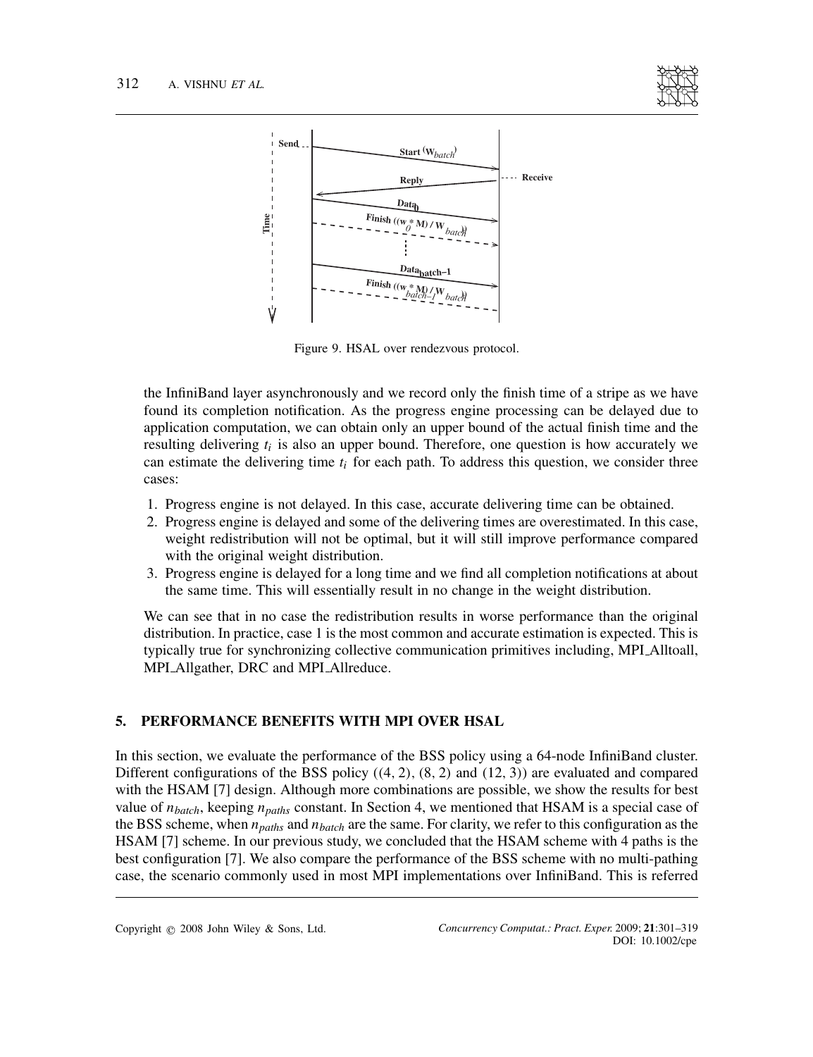Figure 9. HSAL over rendezvous protocol.

the InfiniBand layer asynchronously and we record only the finish time of a stripe as we have found its completion notification. As the progress engine processing can be delayed due to application computation, we can obtain only an upper bound of the actual finish time and the resulting delivering $t_i$ is also an upper bound. Therefore, one question is how accurately we can estimate the delivering time $t_i$ for each path. To address this question, we consider three cases:

1. Progress engine is not delayed. In this case, accurate delivering time can be obtained.
2. Progress engine is delayed and some of the delivering times are overestimated. In this case, weight redistribution will not be optimal, but it will still improve performance compared with the original weight distribution.
3. Progress engine is delayed for a long time and we find all completion notifications at about the same time. This will essentially result in no change in the weight distribution.

We can see that in no case the redistribution results in worse performance than the original distribution. In practice, case 1 is the most common and accurate estimation is expected. This is typically true for synchronizing collective communication primitives including, MPI_Alltoall, MPI_Allgather, DRC and MPI_Allreduce.

## 5. PERFORMANCE BENEFITS WITH MPI OVER HSAL

In this section, we evaluate the performance of the BSS policy using a 64-node InfiniBand cluster. Different configurations of the BSS policy ((4, 2), (8, 2) and (12, 3)) are evaluated and compared with the HSAM [7] design. Although more combinations are possible, we show the results for best value of $n_{batch}$, keeping $n_{paths}$ constant. In Section 4, we mentioned that HSAM is a special case of the BSS scheme, when $n_{paths}$ and $n_{batch}$ are the same. For clarity, we refer to this configuration as the HSAM [7] scheme. In our previous study, we concluded that the HSAM scheme with 4 paths is the best configuration [7]. We also compare the performance of the BSS scheme with no multi-pathing case, the scenario commonly used in most MPI implementations over InfiniBand. This is referred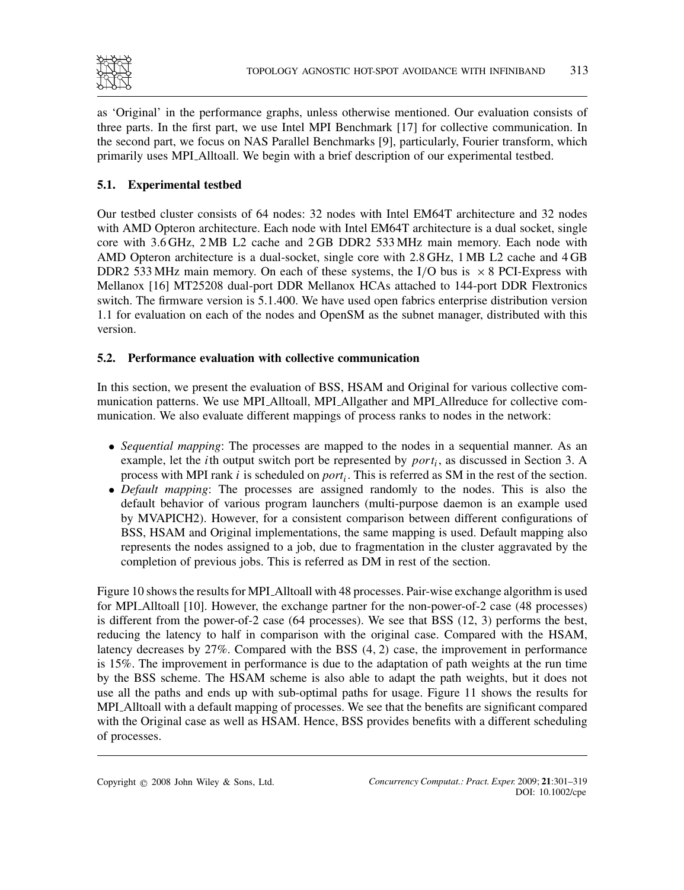as 'Original' in the performance graphs, unless otherwise mentioned. Our evaluation consists of three parts. In the first part, we use Intel MPI Benchmark [17] for collective communication. In the second part, we focus on NAS Parallel Benchmarks [9], particularly, Fourier transform, which primarily uses MPI_Alltoall. We begin with a brief description of our experimental testbed.

### 5.1. Experimental testbed

Our testbed cluster consists of 64 nodes: 32 nodes with Intel EM64T architecture and 32 nodes with AMD Opteron architecture. Each node with Intel EM64T architecture is a dual socket, single core with 3.6 GHz, 2 MB L2 cache and 2 GB DDR2 533 MHz main memory. Each node with AMD Opteron architecture is a dual-socket, single core with 2.8 GHz, 1 MB L2 cache and 4 GB DDR2 533 MHz main memory. On each of these systems, the I/O bus is $\times 8$ PCI-Express with Mellanox [16] MT25208 dual-port DDR Mellanox HCAs attached to 144-port DDR Flextronics switch. The firmware version is 5.1.400. We have used open fabrics enterprise distribution version 1.1 for evaluation on each of the nodes and OpenSM as the subnet manager, distributed with this version.

### 5.2. Performance evaluation with collective communication

In this section, we present the evaluation of BSS, HSAM and Original for various collective communication patterns. We use MPI_Alltoall, MPI_Allgather and MPI_Allreduce for collective communication. We also evaluate different mappings of process ranks to nodes in the network:

- *Sequential mapping*: The processes are mapped to the nodes in a sequential manner. As an example, let the $i$th output switch port be represented by $port_i$, as discussed in Section 3. A process with MPI rank $i$ is scheduled on $port_i$. This is referred as SM in the rest of the section.
- *Default mapping*: The processes are assigned randomly to the nodes. This is also the default behavior of various program launchers (multi-purpose daemon is an example used by MVAPICH2). However, for a consistent comparison between different configurations of BSS, HSAM and Original implementations, the same mapping is used. Default mapping also represents the nodes assigned to a job, due to fragmentation in the cluster aggravated by the completion of previous jobs. This is referred as DM in rest of the section.

Figure 10 shows the results for MPI_Alltoall with 48 processes. Pair-wise exchange algorithm is used for MPI_Alltoall [10]. However, the exchange partner for the non-power-of-2 case (48 processes) is different from the power-of-2 case (64 processes). We see that BSS (12, 3) performs the best, reducing the latency to half in comparison with the original case. Compared with the HSAM, latency decreases by 27%. Compared with the BSS (4, 2) case, the improvement in performance is 15%. The improvement in performance is due to the adaptation of path weights at the run time by the BSS scheme. The HSAM scheme is also able to adapt the path weights, but it does not use all the paths and ends up with sub-optimal paths for usage. Figure 11 shows the results for MPI_Alltoall with a default mapping of processes. We see that the benefits are significant compared with the Original case as well as HSAM. Hence, BSS provides benefits with a different scheduling of processes.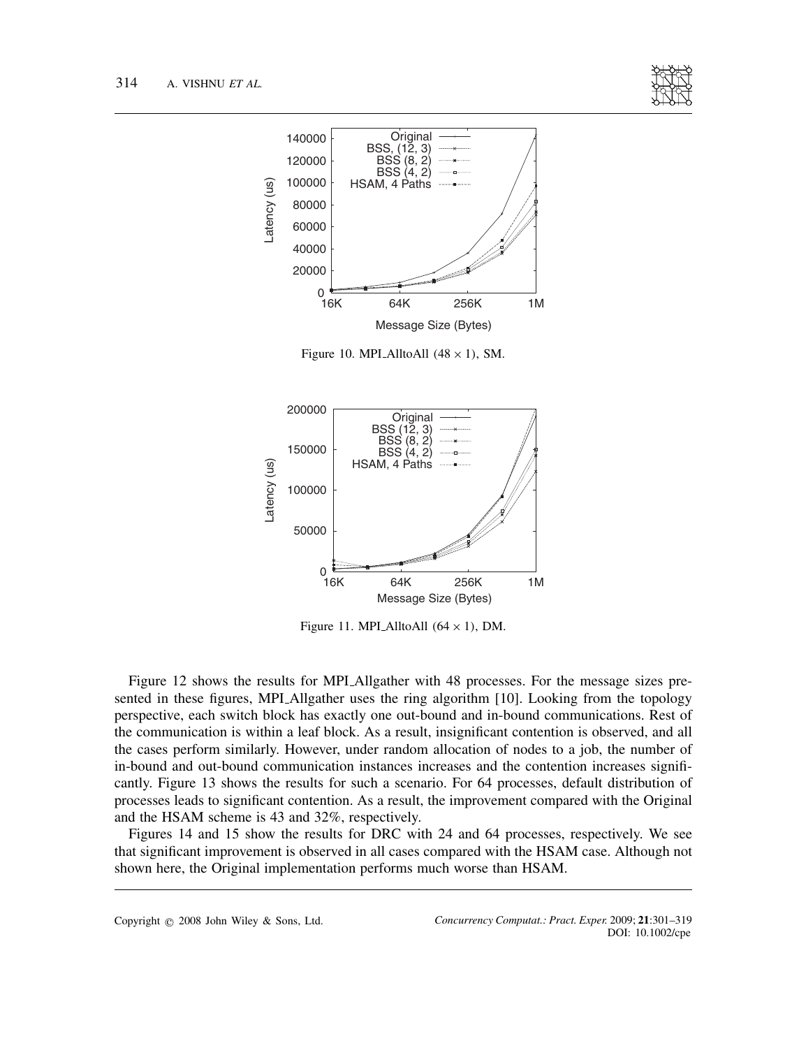Figure 10. MPI_AlltoAll ($48 \times 1$), SM.

Figure 11. MPI_AlltoAll ($64 \times 1$), DM.

Figure 12 shows the results for MPI_Allgather with 48 processes. For the message sizes presented in these figures, MPI_Allgather uses the ring algorithm [10]. Looking from the topology perspective, each switch block has exactly one out-bound and in-bound communications. Rest of the communication is within a leaf block. As a result, insignificant contention is observed, and all the cases perform similarly. However, under random allocation of nodes to a job, the number of in-bound and out-bound communication instances increases and the contention increases significantly. Figure 13 shows the results for such a scenario. For 64 processes, default distribution of processes leads to significant contention. As a result, the improvement compared with the Original and the HSAM scheme is 43 and 32%, respectively.

Figures 14 and 15 show the results for DRC with 24 and 64 processes, respectively. We see that significant improvement is observed in all cases compared with the HSAM case. Although not shown here, the Original implementation performs much worse than HSAM.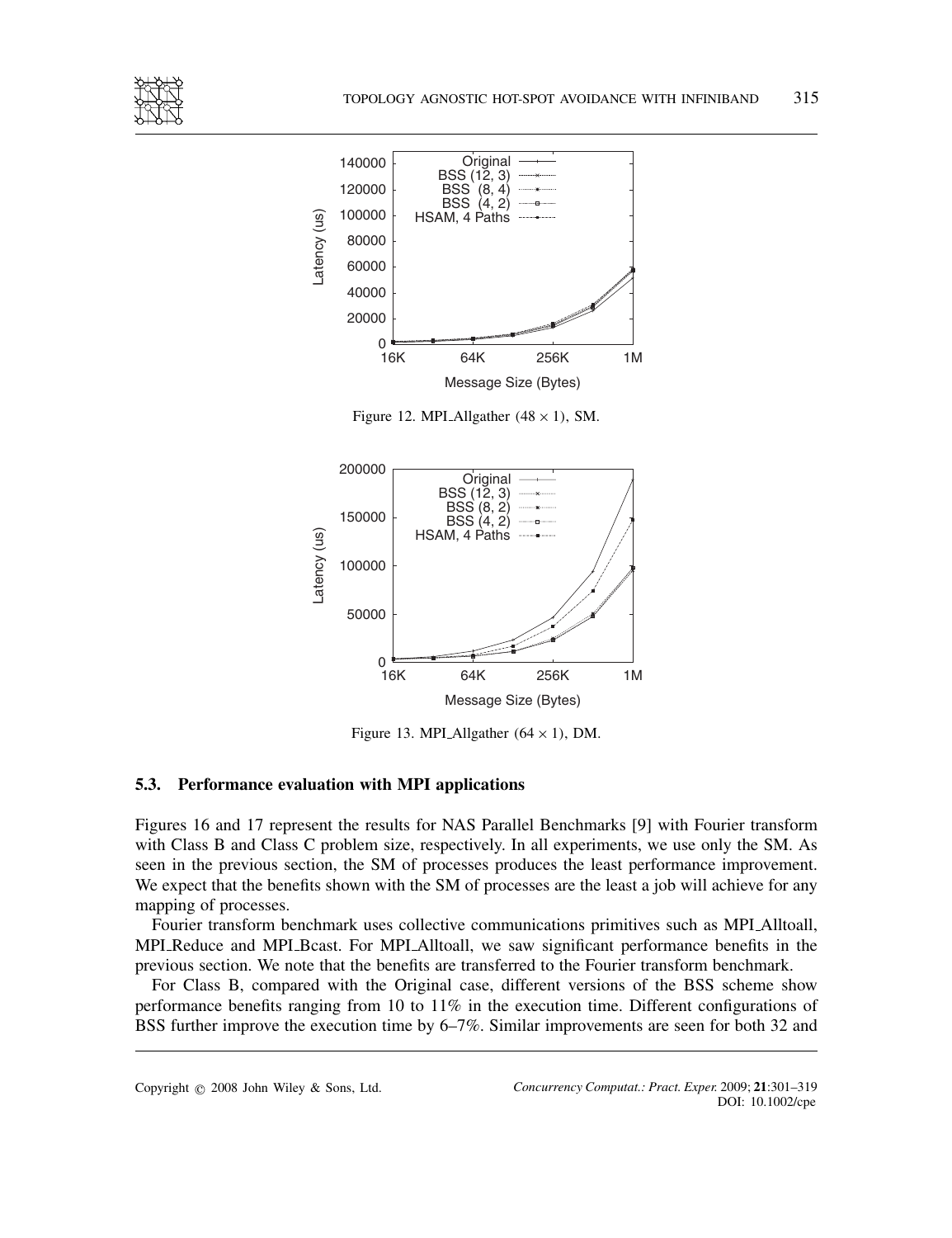Figure 12. MPI_Allgather ($48 \times 1$), SM.

Figure 13. MPI_Allgather ($64 \times 1$), DM.

### 5.3. Performance evaluation with MPI applications

Figures 16 and 17 represent the results for NAS Parallel Benchmarks [9] with Fourier transform with Class B and Class C problem size, respectively. In all experiments, we use only the SM. As seen in the previous section, the SM of processes produces the least performance improvement. We expect that the benefits shown with the SM of processes are the least a job will achieve for any mapping of processes.

Fourier transform benchmark uses collective communications primitives such as MPI_Alltoall, MPI_Reduce and MPI_Bcast. For MPI_Alltoall, we saw significant performance benefits in the previous section. We note that the benefits are transferred to the Fourier transform benchmark.

For Class B, compared with the Original case, different versions of the BSS scheme show performance benefits ranging from 10 to 11% in the execution time. Different configurations of BSS further improve the execution time by 6–7%. Similar improvements are seen for both 32 and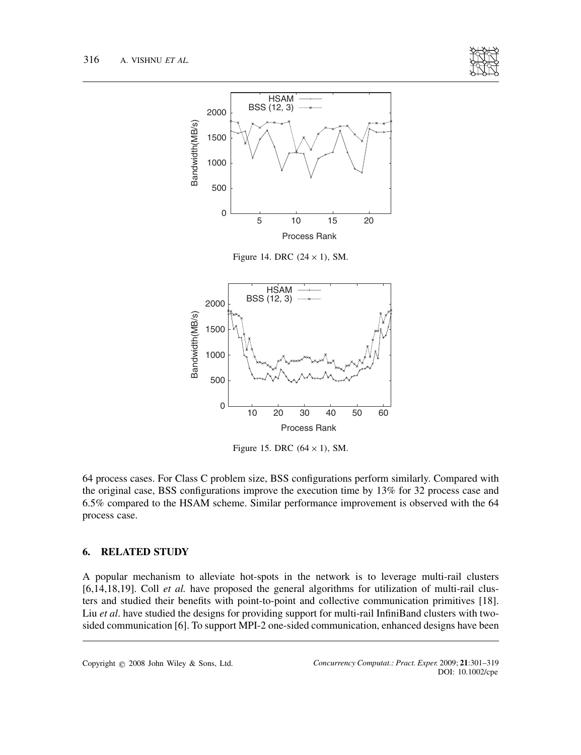Figure 14. DRC $(24 \times 1)$, SM.

Figure 15. DRC $(64 \times 1)$, SM.

64 process cases. For Class C problem size, BSS configurations perform similarly. Compared with the original case, BSS configurations improve the execution time by 13% for 32 process case and 6.5% compared to the HSAM scheme. Similar performance improvement is observed with the 64 process case.

## 6. RELATED STUDY

A popular mechanism to alleviate hot-spots in the network is to leverage multi-rail clusters [6,14,18,19]. Coll *et al.* have proposed the general algorithms for utilization of multi-rail clusters and studied their benefits with point-to-point and collective communication primitives [18]. Liu *et al*. have studied the designs for providing support for multi-rail InfiniBand clusters with two-sided communication [6]. To support MPI-2 one-sided communication, enhanced designs have been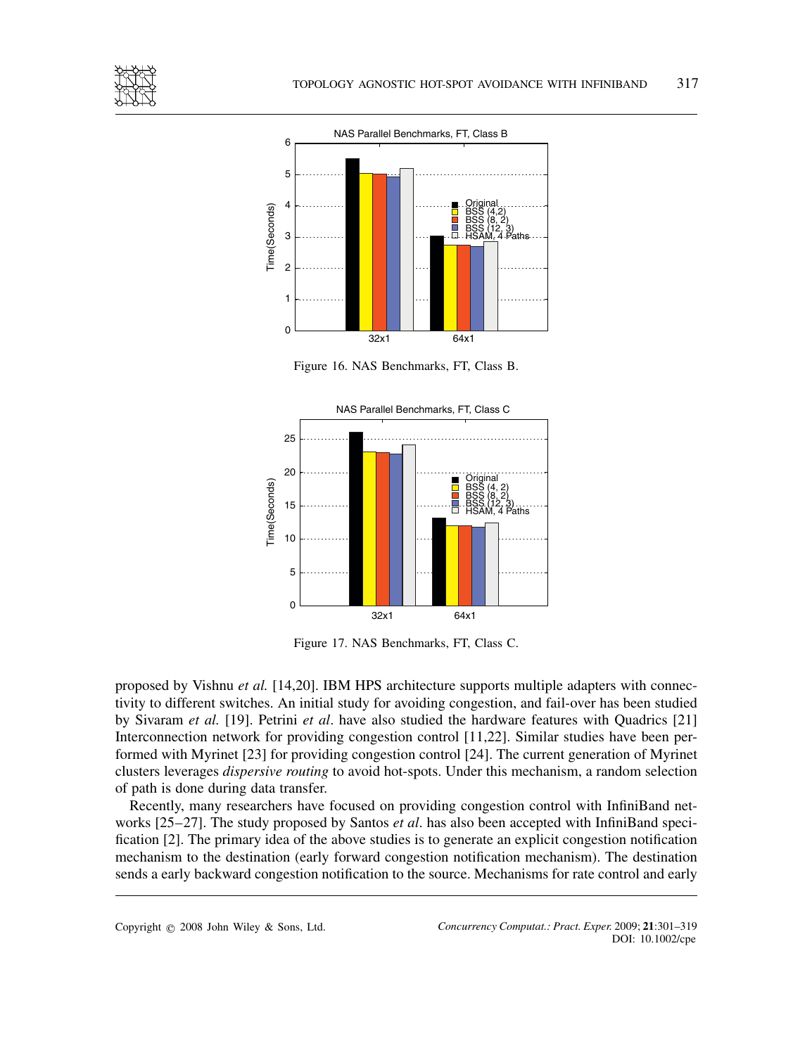Figure 16. NAS Benchmarks, FT, Class B.

Figure 17. NAS Benchmarks, FT, Class C.

proposed by Vishnu *et al.* [14,20]. IBM HPS architecture supports multiple adapters with connectivity to different switches. An initial study for avoiding congestion, and fail-over has been studied by Sivaram *et al.* [19]. Petrini *et al*. have also studied the hardware features with Quadrics [21] Interconnection network for providing congestion control [11,22]. Similar studies have been performed with Myrinet [23] for providing congestion control [24]. The current generation of Myrinet clusters leverages *dispersive routing* to avoid hot-spots. Under this mechanism, a random selection of path is done during data transfer.

Recently, many researchers have focused on providing congestion control with InfiniBand networks [25–27]. The study proposed by Santos *et al*. has also been accepted with InfiniBand specification [2]. The primary idea of the above studies is to generate an explicit congestion notification mechanism to the destination (early forward congestion notification mechanism). The destination sends a early backward congestion notification to the source. Mechanisms for rate control and early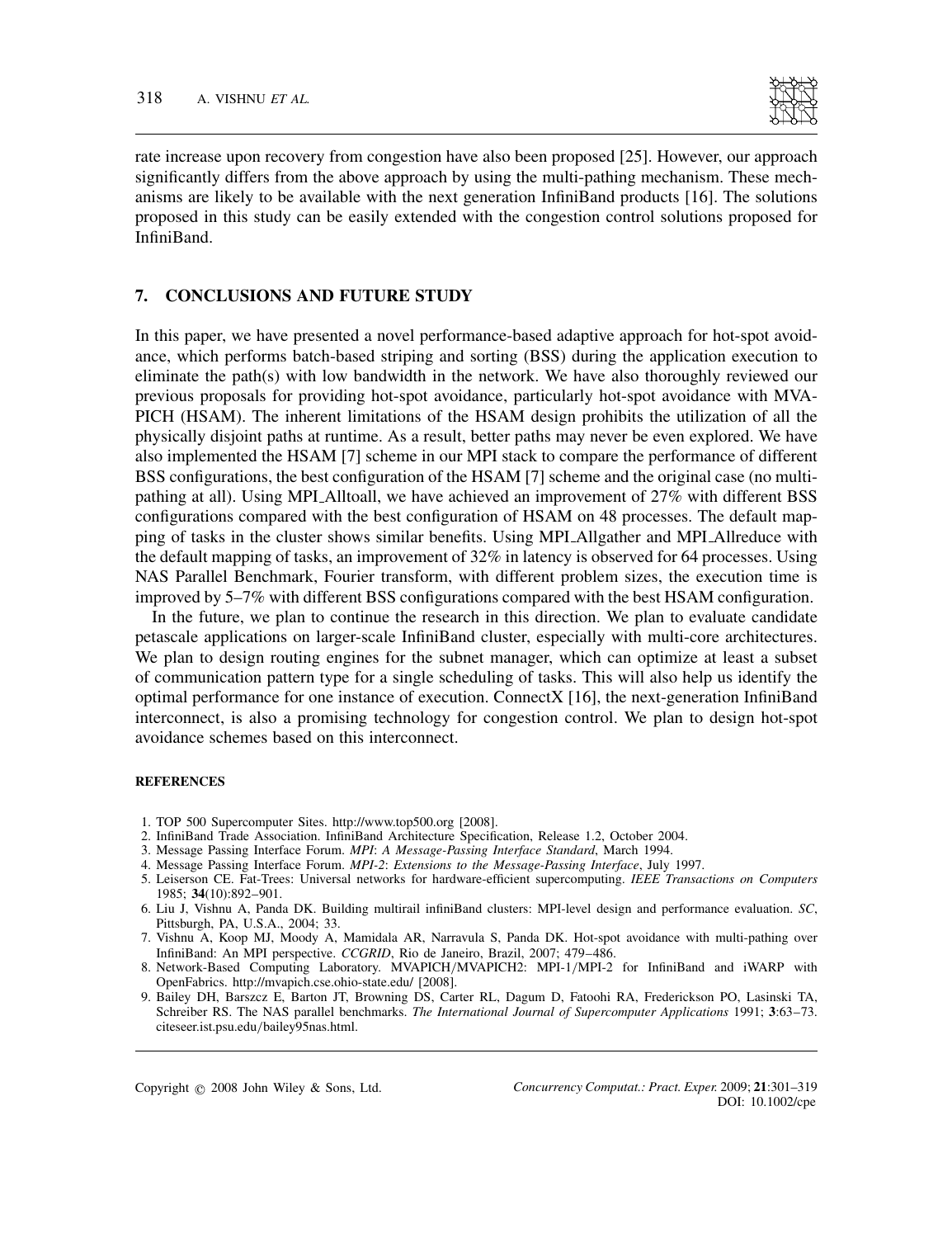rate increase upon recovery from congestion have also been proposed [25]. However, our approach significantly differs from the above approach by using the multi-pathing mechanism. These mechanisms are likely to be available with the next generation InfiniBand products [16]. The solutions proposed in this study can be easily extended with the congestion control solutions proposed for InfiniBand.

## 7. CONCLUSIONS AND FUTURE STUDY

In this paper, we have presented a novel performance-based adaptive approach for hot-spot avoidance, which performs batch-based striping and sorting (BSS) during the application execution to eliminate the path(s) with low bandwidth in the network. We have also thoroughly reviewed our previous proposals for providing hot-spot avoidance, particularly hot-spot avoidance with MVAPICH (HSAM). The inherent limitations of the HSAM design prohibits the utilization of all the physically disjoint paths at runtime. As a result, better paths may never be even explored. We have also implemented the HSAM [7] scheme in our MPI stack to compare the performance of different BSS configurations, the best configuration of the HSAM [7] scheme and the original case (no multi-pathing at all). Using MPI_Alltoall, we have achieved an improvement of 27% with different BSS configurations compared with the best configuration of HSAM on 48 processes. The default mapping of tasks in the cluster shows similar benefits. Using MPI_Allgather and MPI_Allreduce with the default mapping of tasks, an improvement of 32% in latency is observed for 64 processes. Using NAS Parallel Benchmark, Fourier transform, with different problem sizes, the execution time is improved by 5–7% with different BSS configurations compared with the best HSAM configuration.

In the future, we plan to continue the research in this direction. We plan to evaluate candidate petascale applications on larger-scale InfiniBand cluster, especially with multi-core architectures. We plan to design routing engines for the subnet manager, which can optimize at least a subset of communication pattern type for a single scheduling of tasks. This will also help us identify the optimal performance for one instance of execution. ConnectX [16], the next-generation InfiniBand interconnect, is also a promising technology for congestion control. We plan to design hot-spot avoidance schemes based on this interconnect.

### REFERENCES

1. TOP 500 Supercomputer Sites. http://www.top500.org [2008].
2. InfiniBand Trade Association. InfiniBand Architecture Specification, Release 1.2, October 2004.
3. Message Passing Interface Forum. *MPI*: *A Message-Passing Interface Standard*, March 1994.
4. Message Passing Interface Forum. *MPI-2*: *Extensions to the Message-Passing Interface*, July 1997.
5. Leiserson CE. Fat-Trees: Universal networks for hardware-efficient supercomputing. *IEEE Transactions on Computers* 1985; **34**(10):892–901.
6. Liu J, Vishnu A, Panda DK. Building multirail infiniBand clusters: MPI-level design and performance evaluation. *SC*, Pittsburgh, PA, U.S.A., 2004; 33.
7. Vishnu A, Koop MJ, Moody A, Mamidala AR, Narravula S, Panda DK. Hot-spot avoidance with multi-pathing over InfiniBand: An MPI perspective. *CCGRID*, Rio de Janeiro, Brazil, 2007; 479–486.
8. Network-Based Computing Laboratory. MVAPICH/MVAPICH2: MPI-1/MPI-2 for InfiniBand and iWARP with OpenFabrics. http://mvapich.cse.ohio-state.edu/ [2008].
9. Bailey DH, Barszcz E, Barton JT, Browning DS, Carter RL, Dagum D, Fatoohi RA, Frederickson PO, Lasinski TA, Schreiber RS. The NAS parallel benchmarks. *The International Journal of Supercomputer Applications* 1991; **3**:63–73. citeseer.ist.psu.edu/bailey95nas.html.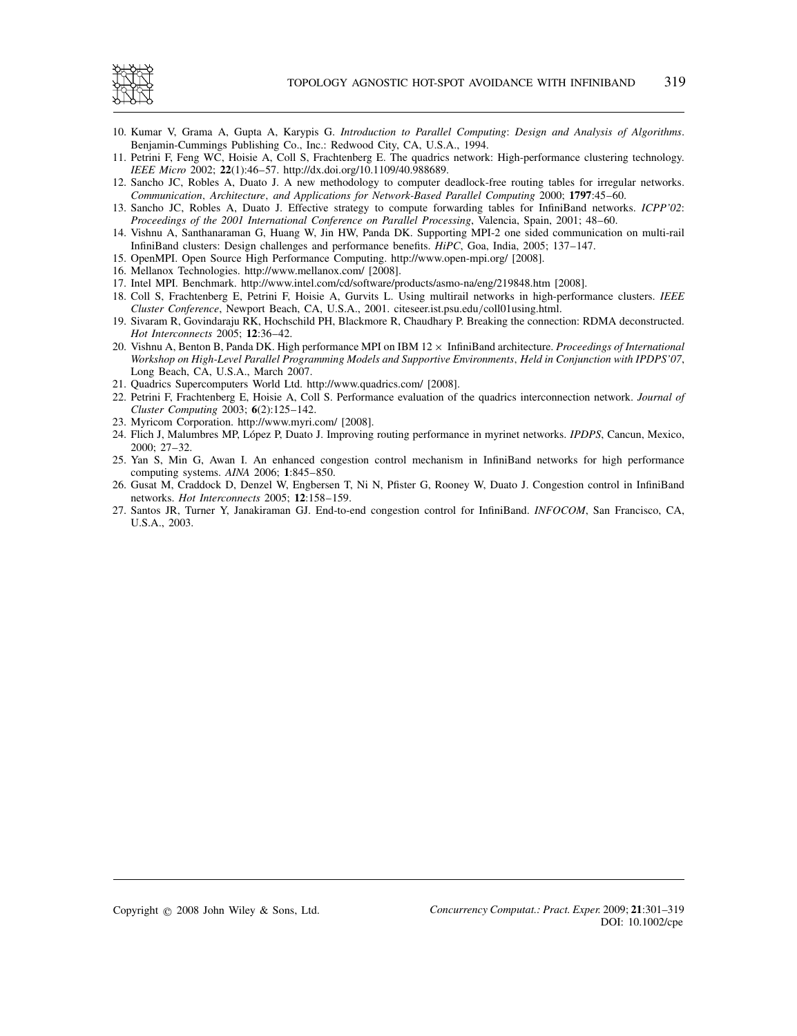10. Kumar V, Grama A, Gupta A, Karypis G. *Introduction to Parallel Computing*: *Design and Analysis of Algorithms*. Benjamin-Cummings Publishing Co., Inc.: Redwood City, CA, U.S.A., 1994.
11. Petrini F, Feng WC, Hoisie A, Coll S, Frachtenberg E. The quadrics network: High-performance clustering technology. *IEEE Micro* 2002; **22**(1):46–57. http://dx.doi.org/10.1109/40.988689.
12. Sancho JC, Robles A, Duato J. A new methodology to computer deadlock-free routing tables for irregular networks. *Communication*, *Architecture*, *and Applications for Network-Based Parallel Computing* 2000; **1797**:45–60.
13. Sancho JC, Robles A, Duato J. Effective strategy to compute forwarding tables for InfiniBand networks. *ICPP'02*: *Proceedings of the 2001 International Conference on Parallel Processing*, Valencia, Spain, 2001; 48–60.
14. Vishnu A, Santhanaraman G, Huang W, Jin HW, Panda DK. Supporting MPI-2 one sided communication on multi-rail InfiniBand clusters: Design challenges and performance benefits. *HiPC*, Goa, India, 2005; 137–147.
15. OpenMPI. Open Source High Performance Computing. http://www.open-mpi.org/ [2008].
16. Mellanox Technologies. http://www.mellanox.com/ [2008].
17. Intel MPI. Benchmark. http://www.intel.com/cd/software/products/asmo-na/eng/219848.htm [2008].
18. Coll S, Frachtenberg E, Petrini F, Hoisie A, Gurvits L. Using multirail networks in high-performance clusters. *IEEE Cluster Conference*, Newport Beach, CA, U.S.A., 2001. citeseer.ist.psu.edu/coll01using.html.
19. Sivaram R, Govindaraju RK, Hochschild PH, Blackmore R, Chaudhary P. Breaking the connection: RDMA deconstructed. *Hot Interconnects* 2005; **12**:36–42.
20. Vishnu A, Benton B, Panda DK. High performance MPI on IBM 12 × InfiniBand architecture. *Proceedings of International Workshop on High-Level Parallel Programming Models and Supportive Environments*, *Held in Conjunction with IPDPS'07*, Long Beach, CA, U.S.A., March 2007.
21. Quadrics Supercomputers World Ltd. http://www.quadrics.com/ [2008].
22. Petrini F, Frachtenberg E, Hoisie A, Coll S. Performance evaluation of the quadrics interconnection network. *Journal of Cluster Computing* 2003; **6**(2):125–142.
23. Myricom Corporation. http://www.myri.com/ [2008].
24. Flich J, Malumbres MP, López P, Duato J. Improving routing performance in myrinet networks. *IPDPS*, Cancun, Mexico, 2000; 27–32.
25. Yan S, Min G, Awan I. An enhanced congestion control mechanism in InfiniBand networks for high performance computing systems. *AINA* 2006; **1**:845–850.
26. Gusat M, Craddock D, Denzel W, Engbersen T, Ni N, Pfister G, Rooney W, Duato J. Congestion control in InfiniBand networks. *Hot Interconnects* 2005; **12**:158–159.
27. Santos JR, Turner Y, Janakiraman GJ. End-to-end congestion control for InfiniBand. *INFOCOM*, San Francisco, CA, U.S.A., 2003.